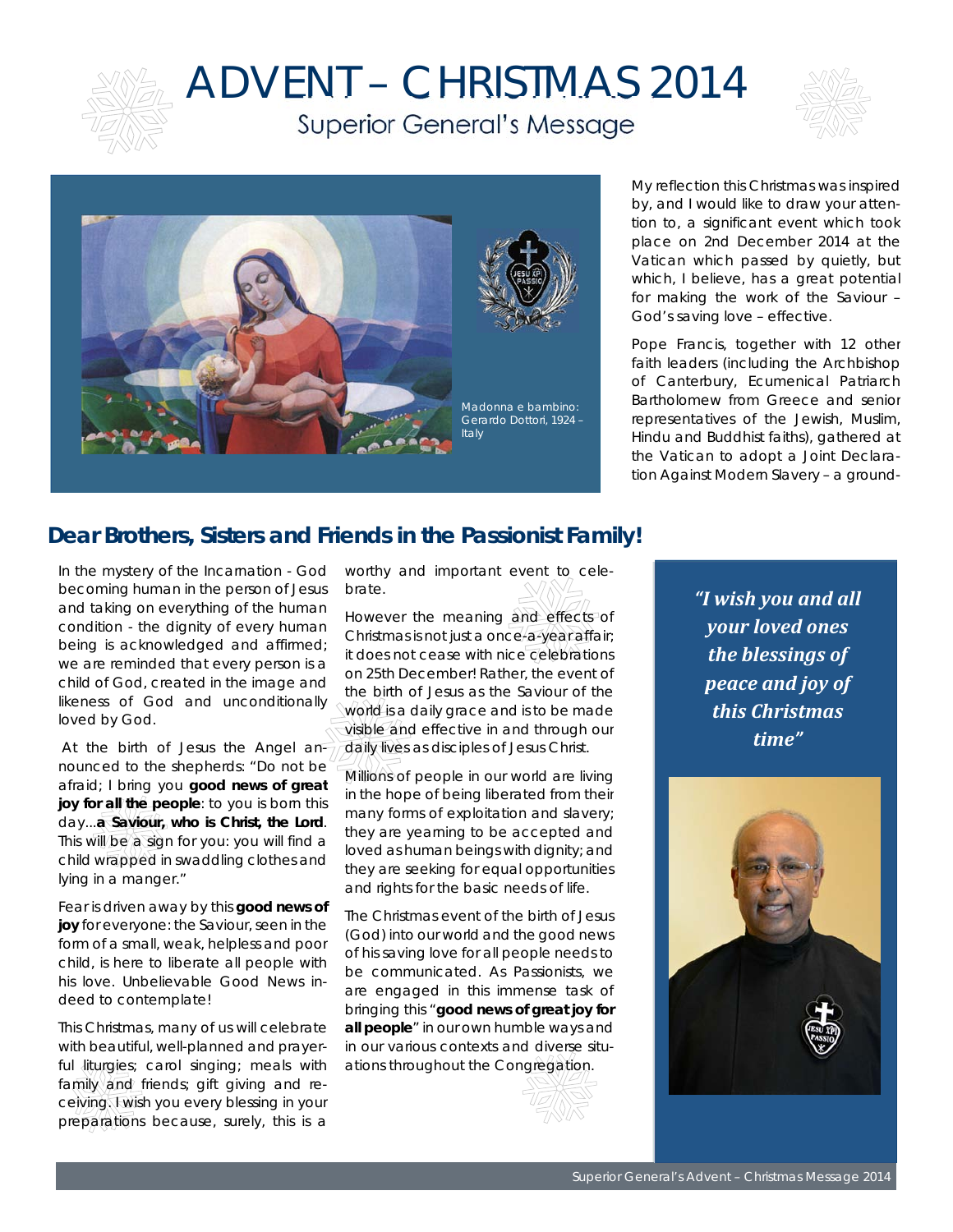# ADVENT – CHRISTMAS 2014

## Superior General's Message

Madonna e bambino: Gerardo Dottori, 1924 – Italy

My reflection this Christmas was inspired by, and I would like to draw your attention to, a significant event which took place on 2nd December 2014 at the Vatican which passed by quietly, but which, I believe, has a great potential for making the work of the Saviour – God's saving love – effective.

Pope Francis, together with 12 other faith leaders (including the Archbishop of Canterbury, Ecumenical Patriarch Bartholomew from Greece and senior representatives of the Jewish, Muslim, Hindu and Buddhist faiths), gathered at the Vatican to adopt a Joint Declaration Against Modern Slavery – a groundworthy and important event to celebrate.

## Dear Brothers, Sisters and Friends in the Passionist Family!

In the mystery of the Incarnation - God becoming human in the person of Jesus and taking on everything of the human condition - the dignity of every human being is acknowledged and affirmed; we are reminded that every person is a child of God, created in the image and likeness of God and unconditionally loved by God.

At the birth of Jesus the Angel announced to the shepherds: "Do not be afraid; I bring you **good news of great joy for all the people**: to you is born this day...**a Saviour, who is Christ, the Lord**. This will be a sign for you: you will find a child wrapped in swaddling clothes and lying in a manger."

Fear is driven away by this **good news of joy** for everyone: the Saviour, seen in the form of a small, weak, helpless and poor child, is here to liberate all people with his love. Unbelievable Good News indeed to contemplate!

This Christmas, many of us will celebrate with beautiful, well-planned and prayerful liturgies; carol singing; meals with family and friends; gift giving and receiving. I wish you every blessing in your preparations because, surely, this is a worthy and important event to celebrate.

However the meaning and effects of Christmas is not just a once-a-year affair; it does not cease with nice celebrations on 25th December! Rather, the event of the birth of Jesus as the Saviour of the world is a daily grace and is to be made visible and effective in and through our daily lives as disciples of Jesus Christ.

Millions of people in our world are living in the hope of being liberated from their many forms of exploitation and slavery; they are yearning to be accepted and loved as human beings with dignity; and they are seeking for equal opportunities and rights for the basic needs of life.

The Christmas event of the birth of Jesus (God) into our world and the good news of his saving love for all people needs to be communicated. As Passionists, we are engaged in this immense task of bringing this "**good news of great joy for all people**" in our own humble ways and in our various contexts and diverse situations throughout the Congregation.

*"I wish you and all your loved ones the blessings of peace and joy of this Christmas time"*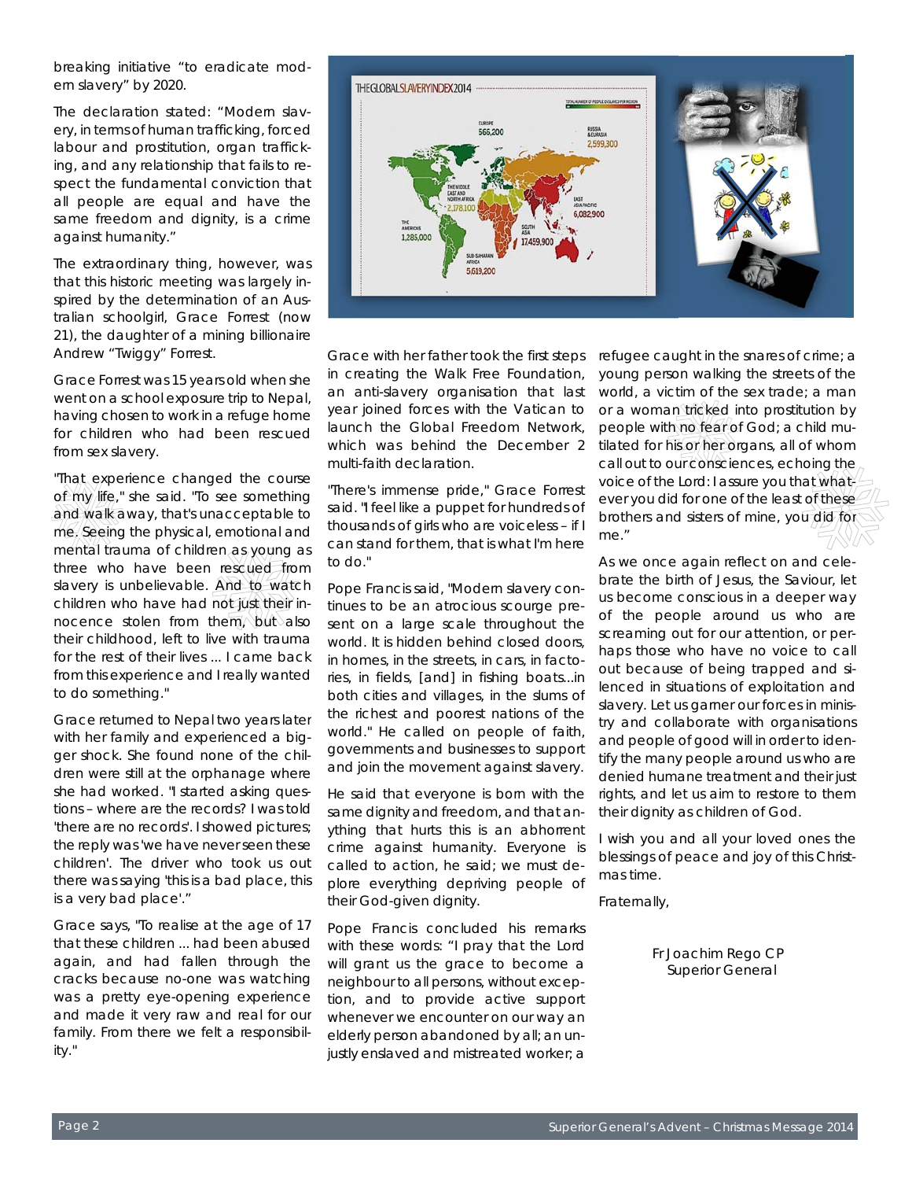breaking initiative "to eradicate modern slavery" by 2020.

The declaration stated: "Modern slavery, in terms of human trafficking, forced labour and prostitution, organ trafficking, and any relationship that fails to respect the fundamental conviction that all people are equal and have the same freedom and dignity, is a crime against humanity."

The extraordinary thing, however, was that this historic meeting was largely inspired by the determination of an Australian schoolgirl, Grace Forrest (now 21), the daughter of a mining billionaire Andrew "Twiggy" Forrest.

Grace Forrest was 15 years old when she went on a school exposure trip to Nepal, having chosen to work in a refuge home for children who had been rescued from sex slavery.

"That experience changed the course of my life," she said. "To see something and walk away, that's unacceptable to me. Seeing the physical, emotional and mental trauma of children as young as three who have been rescued from slavery is unbelievable. And to watch children who have had not just their innocence stolen from them, but also their childhood, left to live with trauma for the rest of their lives ... I came back from this experience and I really wanted to do something."

Grace returned to Nepal two years later with her family and experienced a bigger shock. She found none of the children were still at the orphanage where she had worked. "I started asking questions – where are the records? I was told 'there are no records'. I showed pictures; the reply was 'we have never seen these children'. The driver who took us out there was saying 'this is a bad place, this is a very bad place'."

Grace says, "To realise at the age of 17 that these children ... had been abused again, and had fallen through the cracks because no-one was watching was a pretty eye-opening experience and made it very raw and real for our family. From there we felt a responsibility."

THE GLOBAL SLAVERY INDEX 2014

EUROPE 566,200

RUSSIA & EURASIA 2,599,300

THE MIDDLE EAST AND NORTH AFRICA 2,178,100

EAST ASIA PACIFIC 6,082,900

THE AMERICAS 1,285,000

SOUTH ASIA 17,459,900

SUB-SAHARAN AFRICA 5,619,200

Grace with her father took the first steps in creating the Walk Free Foundation, an anti-slavery organisation that last year joined forces with the Vatican to launch the Global Freedom Network, which was behind the December 2 multi-faith declaration.

"There's immense pride," Grace Forrest said. "I feel like a puppet for hundreds of thousands of girls who are voiceless – if I can stand for them, that is what I'm here to do."

Pope Francis said, "Modern slavery continues to be an atrocious scourge present on a large scale throughout the world. It is hidden behind closed doors, in homes, in the streets, in cars, in factories, in fields, [and] in fishing boats...in both cities and villages, in the slums of the richest and poorest nations of the world." He called on people of faith, governments and businesses to support and join the movement against slavery.

He said that everyone is born with the same dignity and freedom, and that anything that hurts this is an abhorrent crime against humanity. Everyone is called to action, he said; we must deplore everything depriving people of their God-given dignity.

Pope Francis concluded his remarks with these words: "I pray that the Lord will grant us the grace to become a neighbour to all persons, without exception, and to provide active support whenever we encounter on our way an elderly person abandoned by all; an unjustly enslaved and mistreated worker; a refugee caught in the snares of crime; a young person walking the streets of the world, a victim of the sex trade; a man or a woman tricked into prostitution by people with no fear of God; a child mutilated for his or her organs, all of whom call out to our consciences, echoing the voice of the Lord: I assure you that whatever you did for one of the least of these brothers and sisters of mine, you did for me."

As we once again reflect on and celebrate the birth of Jesus, the Saviour, let us become conscious in a deeper way of the people around us who are screaming out for our attention, or perhaps those who have no voice to call out because of being trapped and silenced in situations of exploitation and slavery. Let us garner our forces in ministry and collaborate with organisations and people of good will in order to identify the many people around us who are denied humane treatment and their just rights, and let us aim to restore to them their dignity as children of God.

I wish you and all your loved ones the blessings of peace and joy of this Christmas time.

Fraternally,

Fr Joachim Rego CP
Superior General